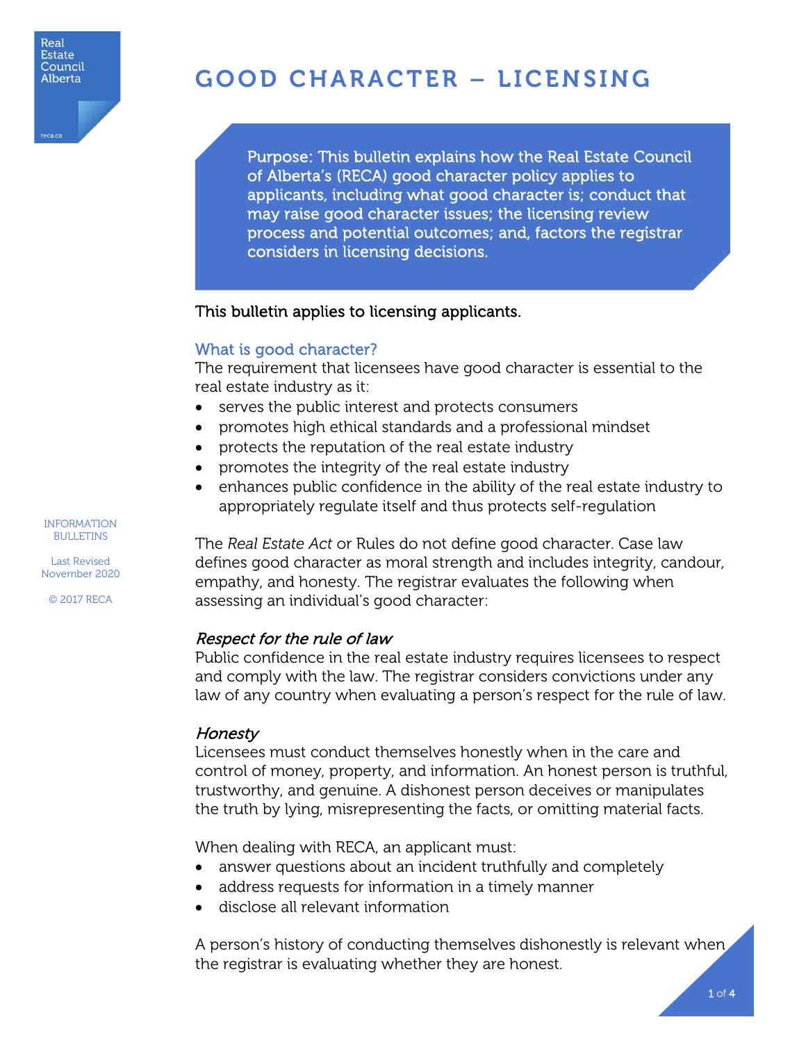# GOOD CHARACTER – LICENSING

Purpose: This bulletin explains how the Real Estate Council of Alberta's (RECA) good character policy applies to applicants, including what good character is; conduct that may raise good character issues; the licensing review process and potential outcomes; and, factors the registrar considers in licensing decisions.

This bulletin applies to licensing applicants.

## What is good character?

The requirement that licensees have good character is essential to the real estate industry as it:

- serves the public interest and protects consumers
- promotes high ethical standards and a professional mindset
- protects the reputation of the real estate industry
- promotes the integrity of the real estate industry
- enhances public confidence in the ability of the real estate industry to appropriately regulate itself and thus protects self-regulation

The *Real Estate Act* or Rules do not define good character. Case law defines good character as moral strength and includes integrity, candour, empathy, and honesty. The registrar evaluates the following when assessing an individual's good character:

### *Respect for the rule of law*

Public confidence in the real estate industry requires licensees to respect and comply with the law. The registrar considers convictions under any law of any country when evaluating a person's respect for the rule of law.

### *Honesty*

Licensees must conduct themselves honestly when in the care and control of money, property, and information. An honest person is truthful, trustworthy, and genuine. A dishonest person deceives or manipulates the truth by lying, misrepresenting the facts, or omitting material facts.

When dealing with RECA, an applicant must:

- answer questions about an incident truthfully and completely
- address requests for information in a timely manner
- disclose all relevant information

A person's history of conducting themselves dishonestly is relevant when the registrar is evaluating whether they are honest.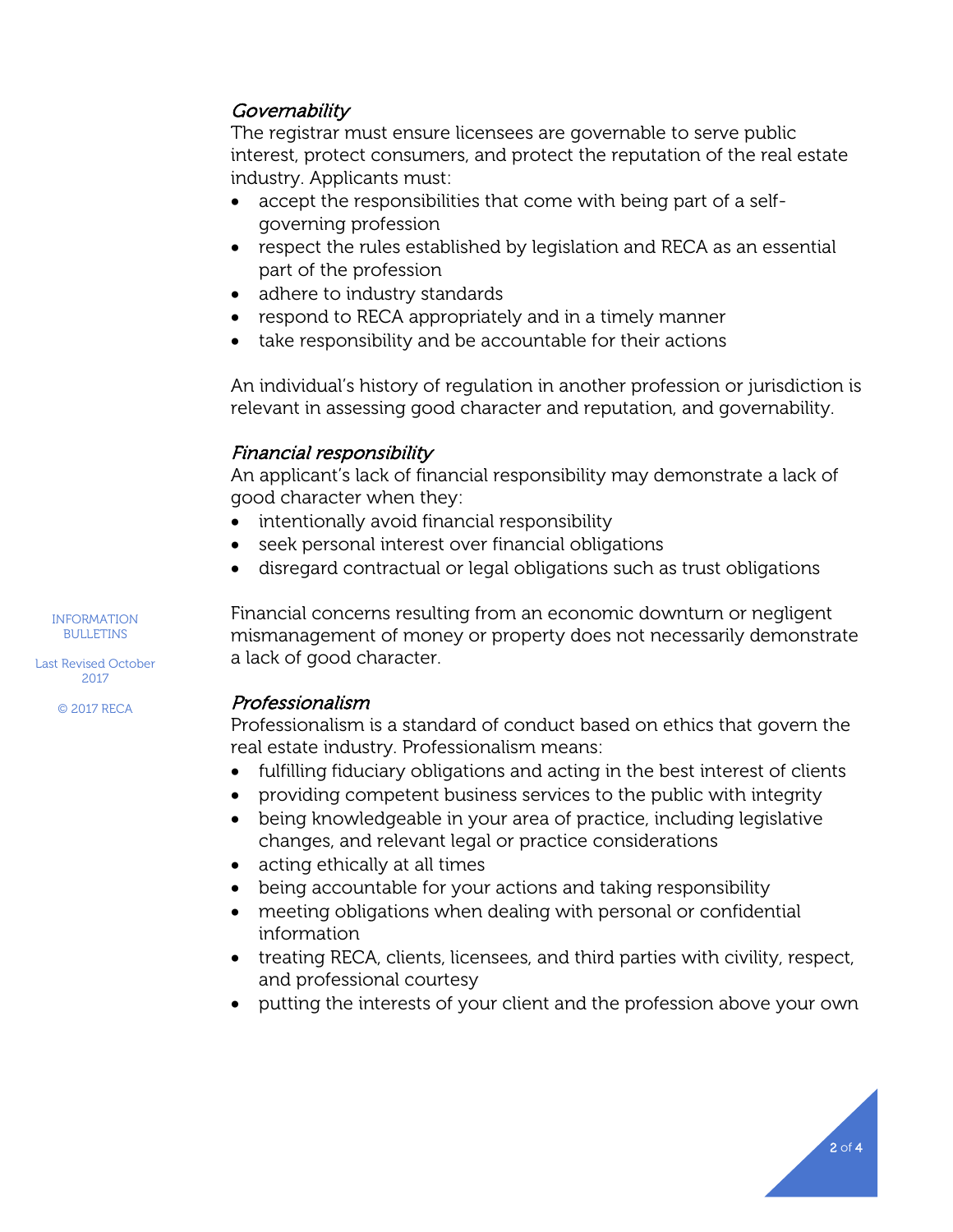### *Governability*

The registrar must ensure licensees are governable to serve public interest, protect consumers, and protect the reputation of the real estate industry. Applicants must:

- accept the responsibilities that come with being part of a self-governing profession
- respect the rules established by legislation and RECA as an essential part of the profession
- adhere to industry standards
- respond to RECA appropriately and in a timely manner
- take responsibility and be accountable for their actions

An individual's history of regulation in another profession or jurisdiction is relevant in assessing good character and reputation, and governability.

### *Financial responsibility*

An applicant's lack of financial responsibility may demonstrate a lack of good character when they:

- intentionally avoid financial responsibility
- seek personal interest over financial obligations
- disregard contractual or legal obligations such as trust obligations

Financial concerns resulting from an economic downturn or negligent mismanagement of money or property does not necessarily demonstrate a lack of good character.

### *Professionalism*

Professionalism is a standard of conduct based on ethics that govern the real estate industry. Professionalism means:

- fulfilling fiduciary obligations and acting in the best interest of clients
- providing competent business services to the public with integrity
- being knowledgeable in your area of practice, including legislative changes, and relevant legal or practice considerations
- acting ethically at all times
- being accountable for your actions and taking responsibility
- meeting obligations when dealing with personal or confidential information
- treating RECA, clients, licensees, and third parties with civility, respect, and professional courtesy
- putting the interests of your client and the profession above your own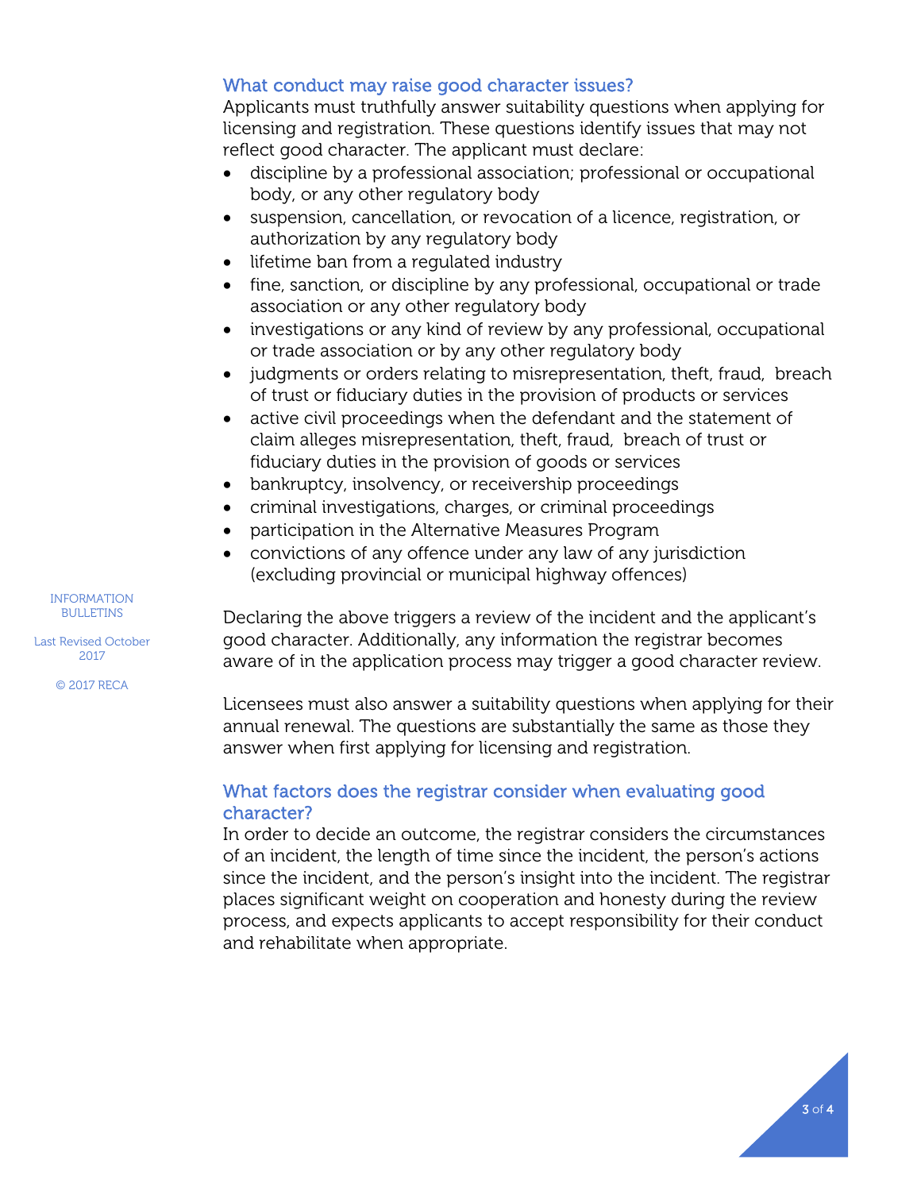## What conduct may raise good character issues?

Applicants must truthfully answer suitability questions when applying for licensing and registration. These questions identify issues that may not reflect good character. The applicant must declare:

- discipline by a professional association; professional or occupational body, or any other regulatory body
- suspension, cancellation, or revocation of a licence, registration, or authorization by any regulatory body
- lifetime ban from a regulated industry
- fine, sanction, or discipline by any professional, occupational or trade association or any other regulatory body
- investigations or any kind of review by any professional, occupational or trade association or by any other regulatory body
- judgments or orders relating to misrepresentation, theft, fraud, breach of trust or fiduciary duties in the provision of products or services
- active civil proceedings when the defendant and the statement of claim alleges misrepresentation, theft, fraud, breach of trust or fiduciary duties in the provision of goods or services
- bankruptcy, insolvency, or receivership proceedings
- criminal investigations, charges, or criminal proceedings
- participation in the Alternative Measures Program
- convictions of any offence under any law of any jurisdiction (excluding provincial or municipal highway offences)

Declaring the above triggers a review of the incident and the applicant's good character. Additionally, any information the registrar becomes aware of in the application process may trigger a good character review.

Licensees must also answer a suitability questions when applying for their annual renewal. The questions are substantially the same as those they answer when first applying for licensing and registration.

## What factors does the registrar consider when evaluating good character?

In order to decide an outcome, the registrar considers the circumstances of an incident, the length of time since the incident, the person's actions since the incident, and the person's insight into the incident. The registrar places significant weight on cooperation and honesty during the review process, and expects applicants to accept responsibility for their conduct and rehabilitate when appropriate.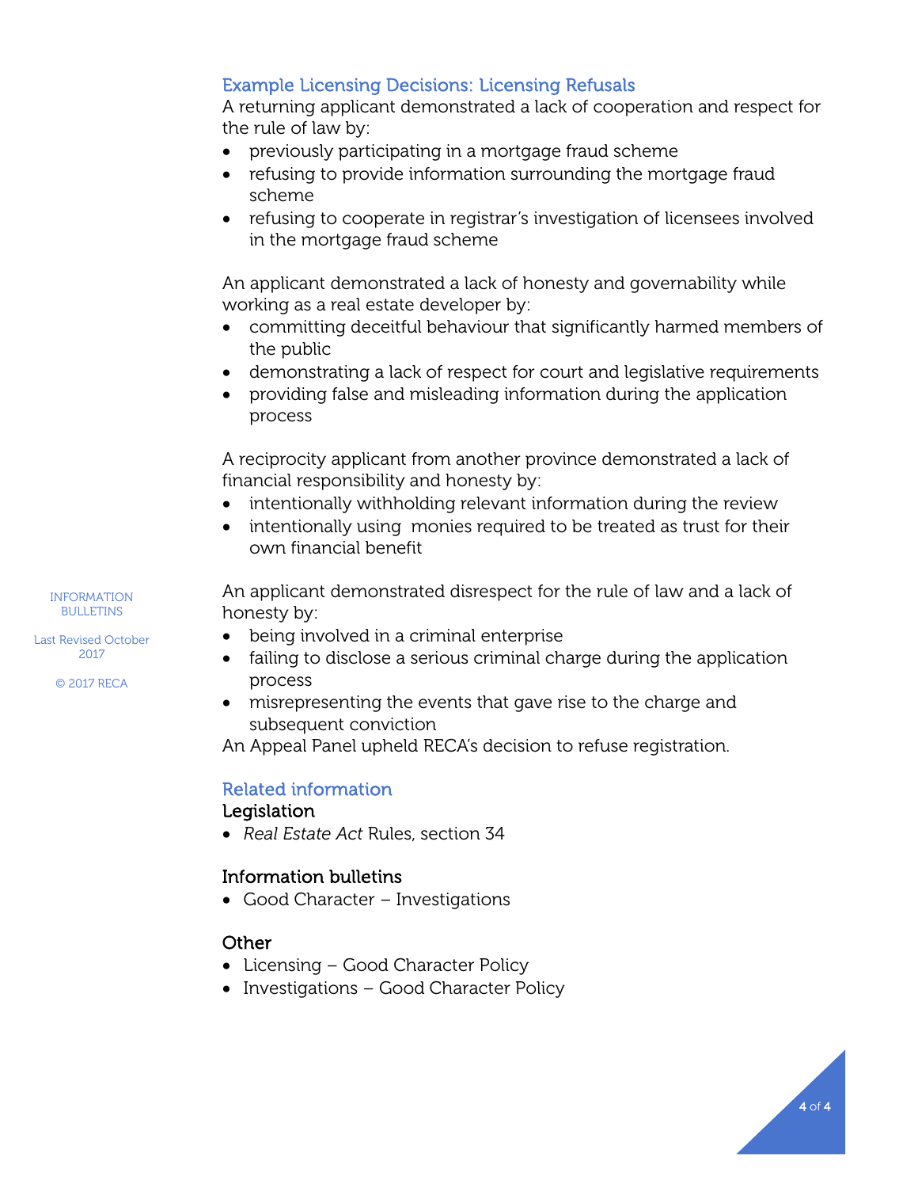## Example Licensing Decisions: Licensing Refusals

A returning applicant demonstrated a lack of cooperation and respect for the rule of law by:

- previously participating in a mortgage fraud scheme
- refusing to provide information surrounding the mortgage fraud scheme
- refusing to cooperate in registrar's investigation of licensees involved in the mortgage fraud scheme

An applicant demonstrated a lack of honesty and governability while working as a real estate developer by:

- committing deceitful behaviour that significantly harmed members of the public
- demonstrating a lack of respect for court and legislative requirements
- providing false and misleading information during the application process

A reciprocity applicant from another province demonstrated a lack of financial responsibility and honesty by:

- intentionally withholding relevant information during the review
- intentionally using monies required to be treated as trust for their own financial benefit

An applicant demonstrated disrespect for the rule of law and a lack of honesty by:

- being involved in a criminal enterprise
- failing to disclose a serious criminal charge during the application process
- misrepresenting the events that gave rise to the charge and subsequent conviction

An Appeal Panel upheld RECA's decision to refuse registration.

## Related information

### Legislation

- *Real Estate Act* Rules, section 34

### Information bulletins

- Good Character – Investigations

### Other

- Licensing – Good Character Policy
- Investigations – Good Character Policy